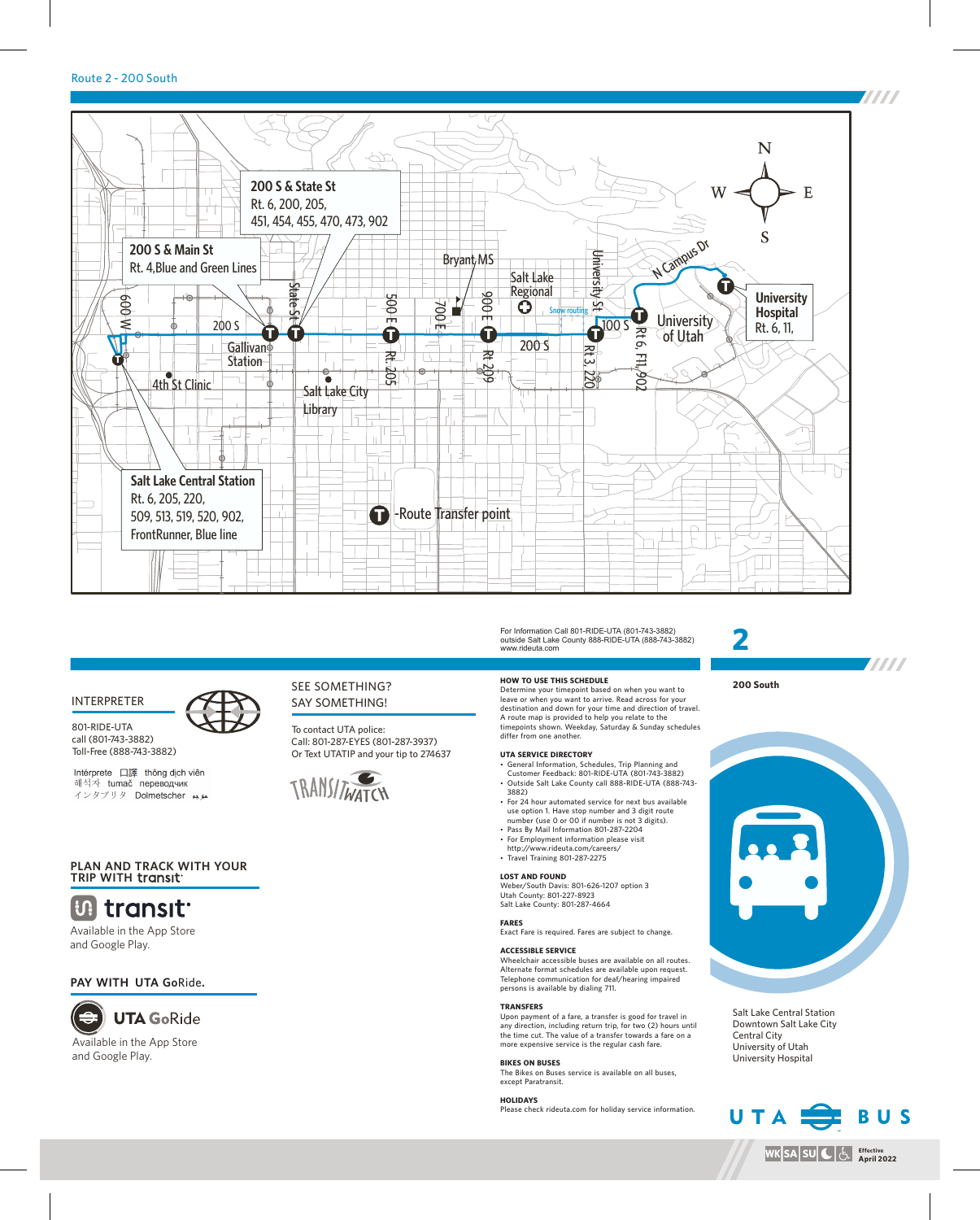Route 2 - 200 South

200 S & State St
Rt. 6, 200, 205,
451, 454, 455, 470, 473, 902

200 S & Main St
Rt. 4,Blue and Green Lines

Salt Lake Central Station
Rt. 6, 205, 220,
509, 513, 519, 520, 902,
FrontRunner, Blue line

University Hospital
Rt. 6, 11,

T -Route Transfer point

For Information Call 801-RIDE-UTA (801-743-3882)
outside Salt Lake County 888-RIDE-UTA (888-743-3882)
www.rideuta.com

# 2

**200 South**

Salt Lake Central Station
Downtown Salt Lake City
Central City
University of Utah
University Hospital

## INTERPRETER

801-RIDE-UTA
call (801-743-3882)
Toll-Free (888-743-3882)

Intérprete 口譯 thông dịch viên 해석자 tumač переводчик インタプリタ Dolmetscher مترجم

## SEE SOMETHING? SAY SOMETHING!

To contact UTA police:
Call: 801-287-EYES (801-287-3937)
Or Text UTATIP and your tip to 274637

TRANSITWATCH

## PLAN AND TRACK WITH YOUR TRIP WITH transit

transit
Available in the App Store and Google Play.

## PAY WITH UTA GoRide.

UTA GoRide
Available in the App Store and Google Play.

**HOW TO USE THIS SCHEDULE**
Determine your timepoint based on when you want to leave or when you want to arrive. Read across for your destination and down for your time and direction of travel. A route map is provided to help you relate to the timepoints shown. Weekday, Saturday & Sunday schedules differ from one another.

**UTA SERVICE DIRECTORY**
- General Information, Schedules, Trip Planning and Customer Feedback: 801-RIDE-UTA (801-743-3882)
- Outside Salt Lake County call 888-RIDE-UTA (888-743-3882)
- For 24 hour automated service for next bus available use option 1. Have stop number and 3 digit route number (use 0 or 00 if number is not 3 digits).
- Pass By Mail Information 801-287-2204
- For Employment information please visit http://www.rideuta.com/careers/
- Travel Training 801-287-2275

**LOST AND FOUND**
Weber/South Davis: 801-626-1207 option 3
Utah County: 801-227-8923
Salt Lake County: 801-287-4664

**FARES**
Exact Fare is required. Fares are subject to change.

**ACCESSIBLE SERVICE**
Wheelchair accessible buses are available on all routes. Alternate format schedules are available upon request. Telephone communication for deaf/hearing impaired persons is available by dialing 711.

**TRANSFERS**
Upon payment of a fare, a transfer is good for travel in any direction, including return trip, for two (2) hours until the time cut. The value of a transfer towards a fare on a more expensive service is the regular cash fare.

**BIKES ON BUSES**
The Bikes on Buses service is available on all buses, except Paratransit.

**HOLIDAYS**
Please check rideuta.com for holiday service information.

UTA BUS

WK SA SU

Effective April 2022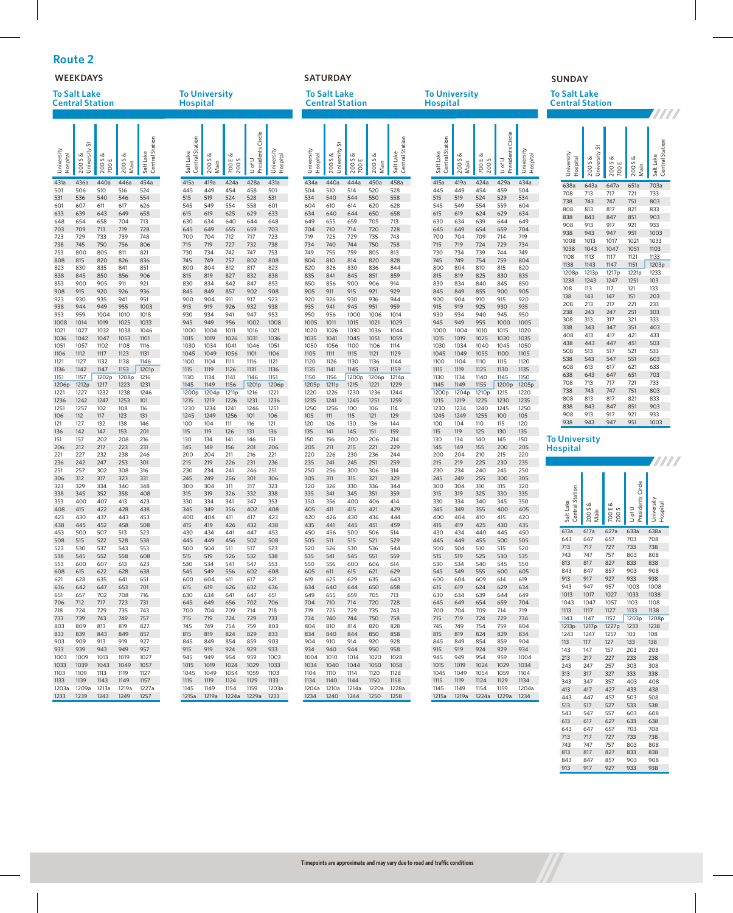## Route 2

### WEEKDAYS

#### To Salt Lake Central Station

| University Hospital | 200 S & University St | 200 S & 700 E | 200 S & Main | Salt Lake Central Station |
|---|---|---|---|---|
| 431a | 436a | 440a | 446a | 454a |
| 501 | 506 | 510 | 516 | 524 |
| 531 | 536 | 540 | 546 | 554 |
| 601 | 607 | 611 | 617 | 626 |
| 633 | 639 | 643 | 649 | 658 |
| 648 | 654 | 658 | 704 | 713 |
| 703 | 709 | 713 | 719 | 728 |
| 723 | 729 | 733 | 739 | 748 |
| 738 | 745 | 750 | 756 | 806 |
| 753 | 800 | 805 | 811 | 821 |
| 808 | 815 | 820 | 826 | 836 |
| 823 | 830 | 835 | 841 | 851 |
| 838 | 845 | 850 | 856 | 906 |
| 853 | 900 | 905 | 911 | 921 |
| 908 | 915 | 920 | 926 | 936 |
| 923 | 930 | 935 | 941 | 951 |
| 938 | 944 | 949 | 955 | 1003 |
| 953 | 959 | 1004 | 1010 | 1018 |
| 1008 | 1014 | 1019 | 1025 | 1033 |
| 1021 | 1027 | 1032 | 1038 | 1046 |
| 1036 | 1042 | 1047 | 1053 | 1101 |
| 1051 | 1057 | 1102 | 1108 | 1116 |
| 1106 | 1112 | 1117 | 1123 | 1131 |
| 1121 | 1127 | 1132 | 1138 | 1146 |
| 1136 | 1142 | 1147 | 1153 | 1201p |
| 1151 | 1157 | 1202p | 1208p | 1216 |
| 1206p | 1212p | 1217 | 1223 | 1231 |
| 1221 | 1227 | 1232 | 1238 | 1246 |
| 1236 | 1242 | 1247 | 1253 | 101 |
| 1251 | 1257 | 102 | 108 | 116 |
| 106 | 112 | 117 | 123 | 131 |
| 121 | 127 | 132 | 138 | 146 |
| 136 | 142 | 147 | 153 | 201 |
| 151 | 157 | 202 | 208 | 216 |
| 206 | 212 | 217 | 223 | 231 |
| 221 | 227 | 232 | 238 | 246 |
| 236 | 242 | 247 | 253 | 301 |
| 251 | 257 | 302 | 308 | 316 |
| 306 | 312 | 317 | 323 | 331 |
| 323 | 329 | 334 | 340 | 348 |
| 338 | 345 | 352 | 358 | 408 |
| 353 | 400 | 407 | 413 | 423 |
| 408 | 415 | 422 | 428 | 438 |
| 423 | 430 | 437 | 443 | 453 |
| 438 | 445 | 452 | 458 | 508 |
| 453 | 500 | 507 | 513 | 523 |
| 508 | 515 | 522 | 528 | 538 |
| 523 | 530 | 537 | 543 | 553 |
| 538 | 545 | 552 | 558 | 608 |
| 553 | 600 | 607 | 613 | 623 |
| 608 | 615 | 622 | 628 | 638 |
| 621 | 628 | 635 | 641 | 651 |
| 636 | 642 | 647 | 653 | 701 |
| 651 | 657 | 702 | 708 | 716 |
| 706 | 712 | 717 | 723 | 731 |
| 718 | 724 | 729 | 735 | 743 |
| 733 | 739 | 743 | 749 | 757 |
| 803 | 809 | 813 | 819 | 827 |
| 833 | 839 | 843 | 849 | 857 |
| 903 | 909 | 913 | 919 | 927 |
| 933 | 939 | 943 | 949 | 957 |
| 1003 | 1009 | 1013 | 1019 | 1027 |
| 1033 | 1039 | 1043 | 1049 | 1057 |
| 1103 | 1109 | 1113 | 1119 | 1127 |
| 1133 | 1139 | 1143 | 1149 | 1157 |
| 1203a | 1209a | 1213a | 1219a | 1227a |
| 1233 | 1239 | 1243 | 1249 | 1257 |

#### To University Hospital

| Salt Lake Central Station | 200 S & Main | 700 E & 200 S | U of U Presidents Circle | University Hospital |
|---|---|---|---|---|
| 415a | 419a | 424a | 428a | 431a |
| 445 | 449 | 454 | 458 | 501 |
| 515 | 519 | 524 | 528 | 531 |
| 545 | 549 | 554 | 558 | 601 |
| 615 | 619 | 625 | 629 | 633 |
| 630 | 634 | 640 | 644 | 648 |
| 645 | 649 | 655 | 659 | 703 |
| 700 | 704 | 712 | 717 | 723 |
| 715 | 719 | 727 | 732 | 738 |
| 730 | 734 | 742 | 747 | 753 |
| 745 | 749 | 757 | 802 | 808 |
| 800 | 804 | 812 | 817 | 823 |
| 815 | 819 | 827 | 832 | 838 |
| 830 | 834 | 842 | 847 | 853 |
| 845 | 849 | 857 | 902 | 908 |
| 900 | 904 | 911 | 917 | 923 |
| 915 | 919 | 926 | 932 | 938 |
| 930 | 934 | 941 | 947 | 953 |
| 945 | 949 | 956 | 1002 | 1008 |
| 1000 | 1004 | 1011 | 1016 | 1021 |
| 1015 | 1019 | 1026 | 1031 | 1036 |
| 1030 | 1034 | 1041 | 1046 | 1051 |
| 1045 | 1049 | 1056 | 1101 | 1106 |
| 1100 | 1104 | 1111 | 1116 | 1121 |
| 1115 | 1119 | 1126 | 1131 | 1136 |
| 1130 | 1134 | 1141 | 1146 | 1151 |
| 1145 | 1149 | 1156 | 1201p | 1206p |
| 1200p | 1204p | 1211p | 1216 | 1221 |
| 1215 | 1219 | 1226 | 1231 | 1236 |
| 1230 | 1234 | 1241 | 1246 | 1251 |
| 1245 | 1249 | 1256 | 101 | 106 |
| 100 | 104 | 111 | 116 | 121 |
| 115 | 119 | 126 | 131 | 136 |
| 130 | 134 | 141 | 146 | 151 |
| 145 | 149 | 156 | 201 | 206 |
| 200 | 204 | 211 | 216 | 221 |
| 215 | 219 | 226 | 231 | 236 |
| 230 | 234 | 241 | 246 | 251 |
| 245 | 249 | 256 | 301 | 306 |
| 300 | 304 | 311 | 317 | 323 |
| 315 | 319 | 326 | 332 | 338 |
| 330 | 334 | 341 | 347 | 353 |
| 345 | 349 | 356 | 402 | 408 |
| 400 | 404 | 411 | 417 | 423 |
| 415 | 419 | 426 | 432 | 438 |
| 430 | 434 | 441 | 447 | 453 |
| 445 | 449 | 456 | 502 | 508 |
| 500 | 504 | 511 | 517 | 523 |
| 515 | 519 | 526 | 532 | 538 |
| 530 | 534 | 541 | 547 | 553 |
| 545 | 549 | 556 | 602 | 608 |
| 600 | 604 | 611 | 617 | 621 |
| 615 | 619 | 626 | 632 | 636 |
| 630 | 634 | 641 | 647 | 651 |
| 645 | 649 | 656 | 702 | 706 |
| 700 | 704 | 709 | 714 | 718 |
| 715 | 719 | 724 | 729 | 733 |
| 745 | 749 | 754 | 759 | 803 |
| 815 | 819 | 824 | 829 | 833 |
| 845 | 849 | 854 | 859 | 903 |
| 915 | 919 | 924 | 929 | 933 |
| 945 | 949 | 954 | 959 | 1003 |
| 1015 | 1019 | 1024 | 1029 | 1033 |
| 1045 | 1049 | 1054 | 1059 | 1103 |
| 1115 | 1119 | 1124 | 1129 | 1133 |
| 1145 | 1149 | 1154 | 1159 | 1203a |
| 1215a | 1219a | 1224a | 1229a | 1233 |

### SATURDAY

#### To Salt Lake Central Station

| University Hospital | 200 S & University St | 200 S & 700 E | 200 S & Main | Salt Lake Central Station |
|---|---|---|---|---|
| 434a | 440a | 444a | 450a | 458a |
| 504 | 510 | 514 | 520 | 528 |
| 534 | 540 | 544 | 550 | 558 |
| 604 | 610 | 614 | 620 | 628 |
| 634 | 640 | 644 | 650 | 658 |
| 649 | 655 | 659 | 705 | 713 |
| 704 | 710 | 714 | 720 | 728 |
| 719 | 725 | 729 | 735 | 743 |
| 734 | 740 | 744 | 750 | 758 |
| 749 | 755 | 759 | 805 | 813 |
| 804 | 810 | 814 | 820 | 828 |
| 820 | 826 | 830 | 836 | 844 |
| 835 | 841 | 845 | 851 | 859 |
| 850 | 856 | 900 | 906 | 914 |
| 905 | 911 | 915 | 921 | 929 |
| 920 | 926 | 930 | 936 | 944 |
| 935 | 941 | 945 | 951 | 959 |
| 950 | 956 | 1000 | 1006 | 1014 |
| 1005 | 1011 | 1015 | 1021 | 1029 |
| 1020 | 1026 | 1030 | 1036 | 1044 |
| 1035 | 1041 | 1045 | 1051 | 1059 |
| 1050 | 1056 | 1100 | 1106 | 1114 |
| 1105 | 1111 | 1115 | 1121 | 1129 |
| 1120 | 1126 | 1130 | 1136 | 1144 |
| 1135 | 1141 | 1145 | 1151 | 1159 |
| 1150 | 1156 | 1200p | 1206p | 1214p |
| 1205p | 1211p | 1215 | 1221 | 1229 |
| 1220 | 1226 | 1230 | 1236 | 1244 |
| 1235 | 1241 | 1245 | 1251 | 1259 |
| 1250 | 1256 | 100 | 106 | 114 |
| 105 | 111 | 115 | 121 | 129 |
| 120 | 126 | 130 | 136 | 144 |
| 135 | 141 | 145 | 151 | 159 |
| 150 | 156 | 200 | 206 | 214 |
| 205 | 211 | 215 | 221 | 229 |
| 220 | 226 | 230 | 236 | 244 |
| 235 | 241 | 245 | 251 | 259 |
| 250 | 256 | 300 | 306 | 314 |
| 305 | 311 | 315 | 321 | 329 |
| 320 | 326 | 330 | 336 | 344 |
| 335 | 341 | 345 | 351 | 359 |
| 350 | 356 | 400 | 406 | 414 |
| 405 | 411 | 415 | 421 | 429 |
| 420 | 426 | 430 | 436 | 444 |
| 435 | 441 | 445 | 451 | 459 |
| 450 | 456 | 500 | 506 | 514 |
| 505 | 511 | 515 | 521 | 529 |
| 520 | 526 | 530 | 536 | 544 |
| 535 | 541 | 545 | 551 | 559 |
| 550 | 556 | 600 | 606 | 614 |
| 605 | 611 | 615 | 621 | 629 |
| 619 | 625 | 629 | 635 | 643 |
| 634 | 640 | 644 | 650 | 658 |
| 649 | 655 | 659 | 705 | 713 |
| 704 | 710 | 714 | 720 | 728 |
| 719 | 725 | 729 | 735 | 743 |
| 734 | 740 | 744 | 750 | 758 |
| 804 | 810 | 814 | 820 | 828 |
| 834 | 840 | 844 | 850 | 858 |
| 904 | 910 | 914 | 920 | 928 |
| 934 | 940 | 944 | 950 | 958 |
| 1004 | 1010 | 1014 | 1020 | 1028 |
| 1034 | 1040 | 1044 | 1050 | 1058 |
| 1104 | 1110 | 1114 | 1120 | 1128 |
| 1134 | 1140 | 1144 | 1150 | 1158 |
| 1204a | 1210a | 1214a | 1220a | 1228a |
| 1234 | 1240 | 1244 | 1250 | 1258 |

#### To University Hospital

| Salt Lake Central Station | 200 S & Main | 700 E & 200 S | U of U Presidents Circle | University Hospital |
|---|---|---|---|---|
| 415a | 419a | 424a | 429a | 434a |
| 445 | 449 | 454 | 459 | 504 |
| 515 | 519 | 524 | 529 | 534 |
| 545 | 549 | 554 | 559 | 604 |
| 615 | 619 | 624 | 629 | 634 |
| 630 | 634 | 639 | 644 | 649 |
| 645 | 649 | 654 | 659 | 704 |
| 700 | 704 | 709 | 714 | 719 |
| 715 | 719 | 724 | 729 | 734 |
| 730 | 734 | 739 | 744 | 749 |
| 745 | 749 | 754 | 759 | 804 |
| 800 | 804 | 810 | 815 | 820 |
| 815 | 819 | 825 | 830 | 835 |
| 830 | 834 | 840 | 845 | 850 |
| 845 | 849 | 855 | 900 | 905 |
| 900 | 904 | 910 | 915 | 920 |
| 915 | 919 | 925 | 930 | 935 |
| 930 | 934 | 940 | 945 | 950 |
| 945 | 949 | 955 | 1000 | 1005 |
| 1000 | 1004 | 1010 | 1015 | 1020 |
| 1015 | 1019 | 1025 | 1030 | 1035 |
| 1030 | 1034 | 1040 | 1045 | 1050 |
| 1045 | 1049 | 1055 | 1100 | 1105 |
| 1100 | 1104 | 1110 | 1115 | 1120 |
| 1115 | 1119 | 1125 | 1130 | 1135 |
| 1130 | 1134 | 1140 | 1145 | 1150 |
| 1145 | 1149 | 1155 | 1200p | 1205p |
| 1200p | 1204p | 1210p | 1215 | 1220 |
| 1215 | 1219 | 1225 | 1230 | 1235 |
| 1230 | 1234 | 1240 | 1245 | 1250 |
| 1245 | 1249 | 1255 | 100 | 105 |
| 100 | 104 | 110 | 115 | 120 |
| 115 | 119 | 125 | 130 | 135 |
| 130 | 134 | 140 | 145 | 150 |
| 145 | 149 | 155 | 200 | 205 |
| 200 | 204 | 210 | 215 | 220 |
| 215 | 219 | 225 | 230 | 235 |
| 230 | 234 | 240 | 245 | 250 |
| 245 | 249 | 255 | 300 | 305 |
| 300 | 304 | 310 | 315 | 320 |
| 315 | 319 | 325 | 330 | 335 |
| 330 | 334 | 340 | 345 | 350 |
| 345 | 349 | 355 | 400 | 405 |
| 400 | 404 | 410 | 415 | 420 |
| 415 | 419 | 425 | 430 | 435 |
| 430 | 434 | 440 | 445 | 450 |
| 445 | 449 | 455 | 500 | 505 |
| 500 | 504 | 510 | 515 | 520 |
| 515 | 519 | 525 | 530 | 535 |
| 530 | 534 | 540 | 545 | 550 |
| 545 | 549 | 555 | 600 | 605 |
| 600 | 604 | 609 | 614 | 619 |
| 615 | 619 | 624 | 629 | 634 |
| 630 | 634 | 639 | 644 | 649 |
| 645 | 649 | 654 | 659 | 704 |
| 700 | 704 | 709 | 714 | 719 |
| 715 | 719 | 724 | 729 | 734 |
| 745 | 749 | 754 | 759 | 804 |
| 815 | 819 | 824 | 829 | 834 |
| 845 | 849 | 854 | 859 | 904 |
| 915 | 919 | 924 | 929 | 934 |
| 945 | 949 | 954 | 959 | 1004 |
| 1015 | 1019 | 1024 | 1029 | 1034 |
| 1045 | 1049 | 1054 | 1059 | 1104 |
| 1115 | 1119 | 1124 | 1129 | 1134 |
| 1145 | 1149 | 1154 | 1159 | 1204a |
| 1215a | 1219a | 1224a | 1229a | 1234 |

### SUNDAY

#### To Salt Lake Central Station

| University Hospital | 200 S & University St | 200 S & 700 E | 200 S & Main | Salt Lake Central Station |
|---|---|---|---|---|
| 638a | 643a | 647a | 651a | 703a |
| 708 | 713 | 717 | 721 | 733 |
| 738 | 743 | 747 | 751 | 803 |
| 808 | 813 | 817 | 821 | 833 |
| 838 | 843 | 847 | 851 | 903 |
| 908 | 913 | 917 | 921 | 933 |
| 938 | 943 | 947 | 951 | 1003 |
| 1008 | 1013 | 1017 | 1021 | 1033 |
| 1038 | 1043 | 1047 | 1051 | 1103 |
| 1108 | 1113 | 1117 | 1121 | 1133 |
| 1138 | 1143 | 1147 | 1151 | 1203p |
| 1208p | 1213p | 1217p | 1221p | 1233 |
| 1238 | 1243 | 1247 | 1251 | 103 |
| 108 | 113 | 117 | 121 | 133 |
| 138 | 143 | 147 | 151 | 203 |
| 208 | 213 | 217 | 221 | 233 |
| 238 | 243 | 247 | 251 | 303 |
| 308 | 313 | 317 | 321 | 333 |
| 338 | 343 | 347 | 351 | 403 |
| 408 | 413 | 417 | 421 | 433 |
| 438 | 443 | 447 | 451 | 503 |
| 508 | 513 | 517 | 521 | 533 |
| 538 | 543 | 547 | 551 | 603 |
| 608 | 613 | 617 | 621 | 633 |
| 638 | 643 | 647 | 651 | 703 |
| 708 | 713 | 717 | 721 | 733 |
| 738 | 743 | 747 | 751 | 803 |
| 808 | 813 | 817 | 821 | 833 |
| 838 | 843 | 847 | 851 | 903 |
| 908 | 913 | 917 | 921 | 933 |
| 938 | 943 | 947 | 951 | 1003 |

#### To University Hospital

| Salt Lake Central Station | 200 S & Main | 700 E & 200 S | U of U Presidents Circle | University Hospital |
|---|---|---|---|---|
| 613a | 617a | 627a | 633a | 638a |
| 643 | 647 | 657 | 703 | 708 |
| 713 | 717 | 727 | 733 | 738 |
| 743 | 747 | 757 | 803 | 808 |
| 813 | 817 | 827 | 833 | 838 |
| 843 | 847 | 857 | 903 | 908 |
| 913 | 917 | 927 | 933 | 938 |
| 943 | 947 | 957 | 1003 | 1008 |
| 1013 | 1017 | 1027 | 1033 | 1038 |
| 1043 | 1047 | 1057 | 1103 | 1108 |
| 1113 | 1117 | 1127 | 1133 | 1138 |
| 1143 | 1147 | 1157 | 1203p | 1208p |
| 1213p | 1217p | 1227p | 1233 | 1238 |
| 1243 | 1247 | 1257 | 103 | 108 |
| 113 | 117 | 127 | 133 | 138 |
| 143 | 147 | 157 | 203 | 208 |
| 213 | 217 | 227 | 233 | 238 |
| 243 | 247 | 257 | 303 | 308 |
| 313 | 317 | 327 | 333 | 338 |
| 343 | 347 | 357 | 403 | 408 |
| 413 | 417 | 427 | 433 | 438 |
| 443 | 447 | 457 | 503 | 508 |
| 513 | 517 | 527 | 533 | 538 |
| 543 | 547 | 557 | 603 | 608 |
| 613 | 617 | 627 | 633 | 638 |
| 643 | 647 | 657 | 703 | 708 |
| 713 | 717 | 727 | 733 | 738 |
| 743 | 747 | 757 | 803 | 808 |
| 813 | 817 | 827 | 833 | 838 |
| 843 | 847 | 857 | 903 | 908 |
| 913 | 917 | 927 | 933 | 938 |

Timepoints are approximate and may vary due to road and traffic conditions